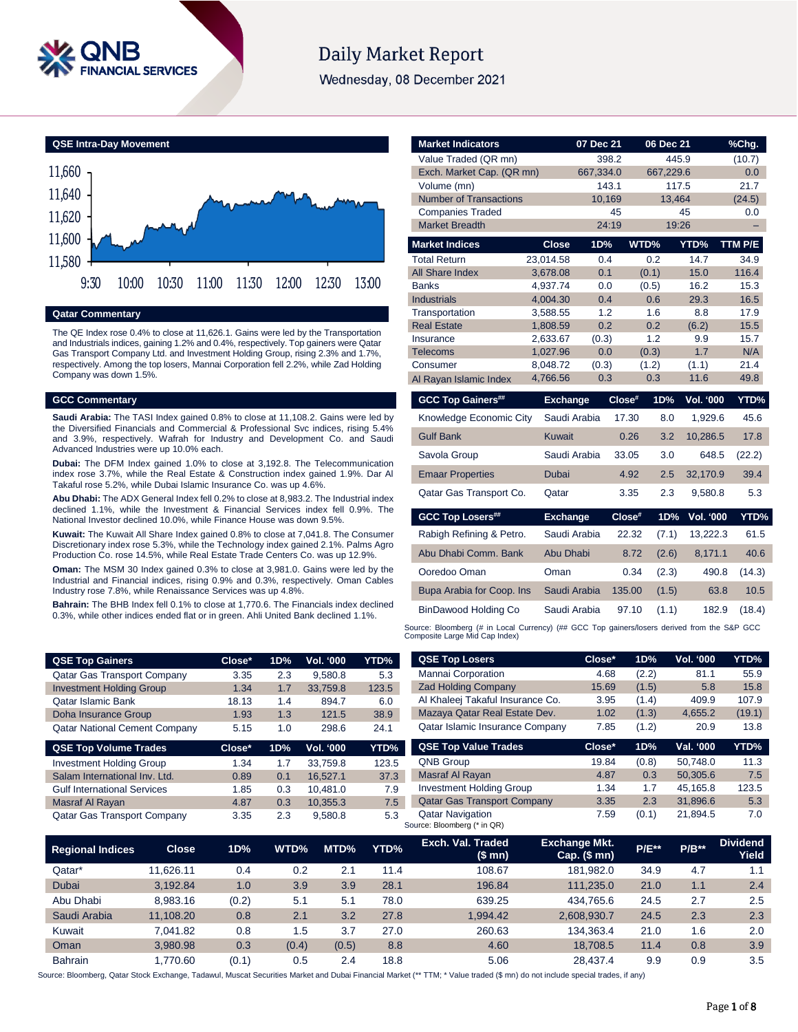# Daily Market Report

Wednesday, 08 December 2021

## QSE Intra-Day Movement

## Qatar Commentary

The QE Index rose 0.4% to close at 11,626.1. Gains were led by the Transportation and Industrials indices, gaining 1.2% and 0.4%, respectively. Top gainers were Qatar Gas Transport Company Ltd. and Investment Holding Group, rising 2.3% and 1.7%, respectively. Among the top losers, Mannai Corporation fell 2.2%, while Zad Holding Company was down 1.5%.

## GCC Commentary

**Saudi Arabia:** The TASI Index gained 0.8% to close at 11,108.2. Gains were led by the Diversified Financials and Commercial & Professional Svc indices, rising 5.4% and 3.9%, respectively. Wafrah for Industry and Development Co. and Saudi Advanced Industries were up 10.0% each.

**Dubai:** The DFM Index gained 1.0% to close at 3,192.8. The Telecommunication index rose 3.7%, while the Real Estate & Construction index gained 1.9%. Dar Al Takaful rose 5.2%, while Dubai Islamic Insurance Co. was up 4.6%.

**Abu Dhabi:** The ADX General Index fell 0.2% to close at 8,983.2. The Industrial index declined 1.1%, while the Investment & Financial Services index fell 0.9%. The National Investor declined 10.0%, while Finance House was down 9.5%.

**Kuwait:** The Kuwait All Share Index gained 0.8% to close at 7,041.8. The Consumer Discretionary index rose 5.3%, while the Technology index gained 2.1%. Palms Agro Production Co. rose 14.5%, while Real Estate Trade Centers Co. was up 12.9%.

**Oman:** The MSM 30 Index gained 0.3% to close at 3,981.0. Gains were led by the Industrial and Financial indices, rising 0.9% and 0.3%, respectively. Oman Cables Industry rose 7.8%, while Renaissance Services was up 4.8%.

**Bahrain:** The BHB Index fell 0.1% to close at 1,770.6. The Financials index declined 0.3%, while other indices ended flat or in green. Ahli United Bank declined 1.1%.

| Market Indicators | 07 Dec 21 | 06 Dec 21 | %Chg. |
|---|---|---|---|
| Value Traded (QR mn) | 398.2 | 445.9 | (10.7) |
| Exch. Market Cap. (QR mn) | 667,334.0 | 667,229.6 | 0.0 |
| Volume (mn) | 143.1 | 117.5 | 21.7 |
| Number of Transactions | 10,169 | 13,464 | (24.5) |
| Companies Traded | 45 | 45 | 0.0 |
| Market Breadth | 24:19 | 19:26 | – |

| Market Indices | Close | 1D% | WTD% | YTD% | TTM P/E |
|---|---|---|---|---|---|
| Total Return | 23,014.58 | 0.4 | 0.2 | 14.7 | 34.9 |
| All Share Index | 3,678.08 | 0.1 | (0.1) | 15.0 | 116.4 |
| Banks | 4,937.74 | 0.0 | (0.5) | 16.2 | 15.3 |
| Industrials | 4,004.30 | 0.4 | 0.6 | 29.3 | 16.5 |
| Transportation | 3,588.55 | 1.2 | 1.6 | 8.8 | 17.9 |
| Real Estate | 1,808.59 | 0.2 | 0.2 | (6.2) | 15.5 |
| Insurance | 2,633.67 | (0.3) | 1.2 | 9.9 | 15.7 |
| Telecoms | 1,027.96 | 0.0 | (0.3) | 1.7 | N/A |
| Consumer | 8,048.72 | (0.3) | (1.2) | (1.1) | 21.4 |
| Al Rayan Islamic Index | 4,766.56 | 0.3 | 0.3 | 11.6 | 49.8 |

| GCC Top Gainers## | Exchange | Close# | 1D% | Vol. '000 | YTD% |
|---|---|---|---|---|---|
| Knowledge Economic City | Saudi Arabia | 17.30 | 8.0 | 1,929.6 | 45.6 |
| Gulf Bank | Kuwait | 0.26 | 3.2 | 10,286.5 | 17.8 |
| Savola Group | Saudi Arabia | 33.05 | 3.0 | 648.5 | (22.2) |
| Emaar Properties | Dubai | 4.92 | 2.5 | 32,170.9 | 39.4 |
| Qatar Gas Transport Co. | Qatar | 3.35 | 2.3 | 9,580.8 | 5.3 |

| GCC Top Losers## | Exchange | Close# | 1D% | Vol. '000 | YTD% |
|---|---|---|---|---|---|
| Rabigh Refining & Petro. | Saudi Arabia | 22.32 | (7.1) | 13,222.3 | 61.5 |
| Abu Dhabi Comm. Bank | Abu Dhabi | 8.72 | (2.6) | 8,171.1 | 40.6 |
| Ooredoo Oman | Oman | 0.34 | (2.3) | 490.8 | (14.3) |
| Bupa Arabia for Coop. Ins | Saudi Arabia | 135.00 | (1.5) | 63.8 | 10.5 |
| BinDawood Holding Co | Saudi Arabia | 97.10 | (1.1) | 182.9 | (18.4) |

Source: Bloomberg (# in Local Currency) (## GCC Top gainers/losers derived from the S&P GCC Composite Large Mid Cap Index)

| QSE Top Gainers | Close* | 1D% | Vol. '000 | YTD% |
|---|---|---|---|---|
| Qatar Gas Transport Company | 3.35 | 2.3 | 9,580.8 | 5.3 |
| Investment Holding Group | 1.34 | 1.7 | 33,759.8 | 123.5 |
| Qatar Islamic Bank | 18.13 | 1.4 | 894.7 | 6.0 |
| Doha Insurance Group | 1.93 | 1.3 | 121.5 | 38.9 |
| Qatar National Cement Company | 5.15 | 1.0 | 298.6 | 24.1 |

| QSE Top Volume Trades | Close* | 1D% | Vol. '000 | YTD% |
|---|---|---|---|---|
| Investment Holding Group | 1.34 | 1.7 | 33,759.8 | 123.5 |
| Salam International Inv. Ltd. | 0.89 | 0.1 | 16,527.1 | 37.3 |
| Gulf International Services | 1.85 | 0.3 | 10,481.0 | 7.9 |
| Masraf Al Rayan | 4.87 | 0.3 | 10,355.3 | 7.5 |
| Qatar Gas Transport Company | 3.35 | 2.3 | 9,580.8 | 5.3 |

| QSE Top Losers | Close* | 1D% | Vol. '000 | YTD% |
|---|---|---|---|---|
| Mannai Corporation | 4.68 | (2.2) | 81.1 | 55.9 |
| Zad Holding Company | 15.69 | (1.5) | 5.8 | 15.8 |
| Al Khaleej Takaful Insurance Co. | 3.95 | (1.4) | 409.9 | 107.9 |
| Mazaya Qatar Real Estate Dev. | 1.02 | (1.3) | 4,655.2 | (19.1) |
| Qatar Islamic Insurance Company | 7.85 | (1.2) | 20.9 | 13.8 |

| QSE Top Value Trades | Close* | 1D% | Val. '000 | YTD% |
|---|---|---|---|---|
| QNB Group | 19.84 | (0.8) | 50,748.0 | 11.3 |
| Masraf Al Rayan | 4.87 | 0.3 | 50,305.6 | 7.5 |
| Investment Holding Group | 1.34 | 1.7 | 45,165.8 | 123.5 |
| Qatar Gas Transport Company | 3.35 | 2.3 | 31,896.6 | 5.3 |
| Qatar Navigation | 7.59 | (0.1) | 21,894.5 | 7.0 |

Source: Bloomberg (* in QR)

| Regional Indices | Close | 1D% | WTD% | MTD% | YTD% | Exch. Val. Traded ($ mn) | Exchange Mkt. Cap. ($ mn) | P/E** | P/B** | Dividend Yield |
|---|---|---|---|---|---|---|---|---|---|---|
| Qatar* | 11,626.11 | 0.4 | 0.2 | 2.1 | 11.4 | 108.67 | 181,982.0 | 34.9 | 4.7 | 1.1 |
| Dubai | 3,192.84 | 1.0 | 3.9 | 3.9 | 28.1 | 196.84 | 111,235.0 | 21.0 | 1.1 | 2.4 |
| Abu Dhabi | 8,983.16 | (0.2) | 5.1 | 5.1 | 78.0 | 639.25 | 434,765.6 | 24.5 | 2.7 | 2.5 |
| Saudi Arabia | 11,108.20 | 0.8 | 2.1 | 3.2 | 27.8 | 1,994.42 | 2,608,930.7 | 24.5 | 2.3 | 2.3 |
| Kuwait | 7,041.82 | 0.8 | 1.5 | 3.7 | 27.0 | 260.63 | 134,363.4 | 21.0 | 1.6 | 2.0 |
| Oman | 3,980.98 | 0.3 | (0.4) | (0.5) | 8.8 | 4.60 | 18,708.5 | 11.4 | 0.8 | 3.9 |
| Bahrain | 1,770.60 | (0.1) | 0.5 | 2.4 | 18.8 | 5.06 | 28,437.4 | 9.9 | 0.9 | 3.5 |

Source: Bloomberg, Qatar Stock Exchange, Tadawul, Muscat Securities Market and Dubai Financial Market (** TTM; * Value traded ($ mn) do not include special trades, if any)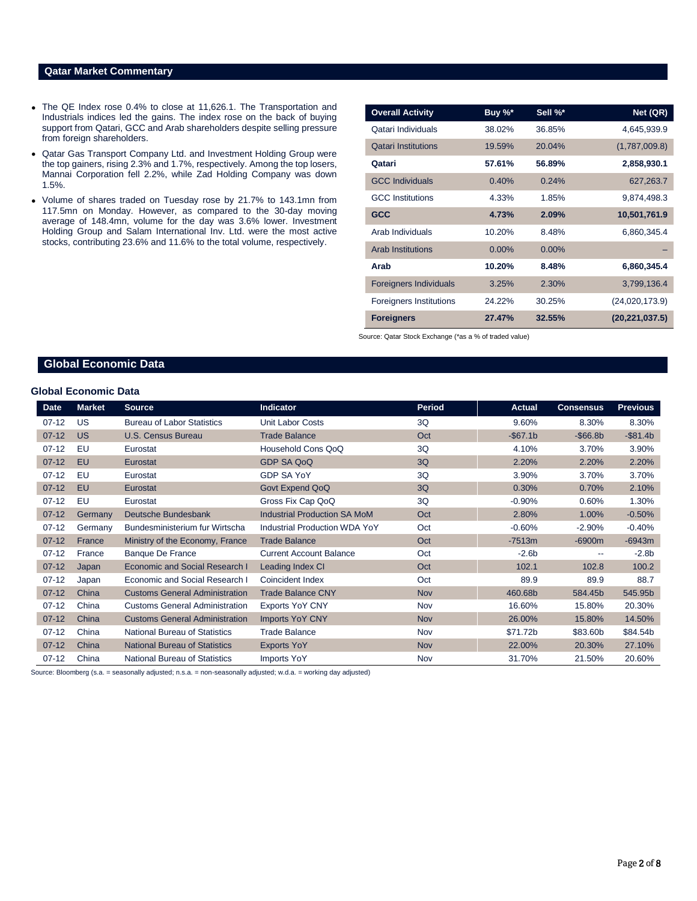## Qatar Market Commentary

- The QE Index rose 0.4% to close at 11,626.1. The Transportation and Industrials indices led the gains. The index rose on the back of buying support from Qatari, GCC and Arab shareholders despite selling pressure from foreign shareholders.
- Qatar Gas Transport Company Ltd. and Investment Holding Group were the top gainers, rising 2.3% and 1.7%, respectively. Among the top losers, Mannai Corporation fell 2.2%, while Zad Holding Company was down 1.5%.
- Volume of shares traded on Tuesday rose by 21.7% to 143.1mn from 117.5mn on Monday. However, as compared to the 30-day moving average of 148.4mn, volume for the day was 3.6% lower. Investment Holding Group and Salam International Inv. Ltd. were the most active stocks, contributing 23.6% and 11.6% to the total volume, respectively.

| Overall Activity | Buy %* | Sell %* | Net (QR) |
|---|---|---|---|
| Qatari Individuals | 38.02% | 36.85% | 4,645,939.9 |
| Qatari Institutions | 19.59% | 20.04% | (1,787,009.8) |
| **Qatari** | **57.61%** | **56.89%** | **2,858,930.1** |
| GCC Individuals | 0.40% | 0.24% | 627,263.7 |
| GCC Institutions | 4.33% | 1.85% | 9,874,498.3 |
| **GCC** | **4.73%** | **2.09%** | **10,501,761.9** |
| Arab Individuals | 10.20% | 8.48% | 6,860,345.4 |
| Arab Institutions | 0.00% | 0.00% | – |
| **Arab** | **10.20%** | **8.48%** | **6,860,345.4** |
| Foreigners Individuals | 3.25% | 2.30% | 3,799,136.4 |
| Foreigners Institutions | 24.22% | 30.25% | (24,020,173.9) |
| **Foreigners** | **27.47%** | **32.55%** | **(20,221,037.5)** |

Source: Qatar Stock Exchange (*as a % of traded value)

## Global Economic Data

### Global Economic Data

| Date | Market | Source | Indicator | Period | Actual | Consensus | Previous |
|---|---|---|---|---|---|---|---|
| 07-12 | US | Bureau of Labor Statistics | Unit Labor Costs | 3Q | 9.60% | 8.30% | 8.30% |
| 07-12 | US | U.S. Census Bureau | Trade Balance | Oct | -$67.1b | -$66.8b | -$81.4b |
| 07-12 | EU | Eurostat | Household Cons QoQ | 3Q | 4.10% | 3.70% | 3.90% |
| 07-12 | EU | Eurostat | GDP SA QoQ | 3Q | 2.20% | 2.20% | 2.20% |
| 07-12 | EU | Eurostat | GDP SA YoY | 3Q | 3.90% | 3.70% | 3.70% |
| 07-12 | EU | Eurostat | Govt Expend QoQ | 3Q | 0.30% | 0.70% | 2.10% |
| 07-12 | EU | Eurostat | Gross Fix Cap QoQ | 3Q | -0.90% | 0.60% | 1.30% |
| 07-12 | Germany | Deutsche Bundesbank | Industrial Production SA MoM | Oct | 2.80% | 1.00% | -0.50% |
| 07-12 | Germany | Bundesministerium fur Wirtscha | Industrial Production WDA YoY | Oct | -0.60% | -2.90% | -0.40% |
| 07-12 | France | Ministry of the Economy, France | Trade Balance | Oct | -7513m | -6900m | -6943m |
| 07-12 | France | Banque De France | Current Account Balance | Oct | -2.6b | -- | -2.8b |
| 07-12 | Japan | Economic and Social Research I | Leading Index CI | Oct | 102.1 | 102.8 | 100.2 |
| 07-12 | Japan | Economic and Social Research I | Coincident Index | Oct | 89.9 | 89.9 | 88.7 |
| 07-12 | China | Customs General Administration | Trade Balance CNY | Nov | 460.68b | 584.45b | 545.95b |
| 07-12 | China | Customs General Administration | Exports YoY CNY | Nov | 16.60% | 15.80% | 20.30% |
| 07-12 | China | Customs General Administration | Imports YoY CNY | Nov | 26.00% | 15.80% | 14.50% |
| 07-12 | China | National Bureau of Statistics | Trade Balance | Nov | $71.72b | $83.60b | $84.54b |
| 07-12 | China | National Bureau of Statistics | Exports YoY | Nov | 22.00% | 20.30% | 27.10% |
| 07-12 | China | National Bureau of Statistics | Imports YoY | Nov | 31.70% | 21.50% | 20.60% |

Source: Bloomberg (s.a. = seasonally adjusted; n.s.a. = non-seasonally adjusted; w.d.a. = working day adjusted)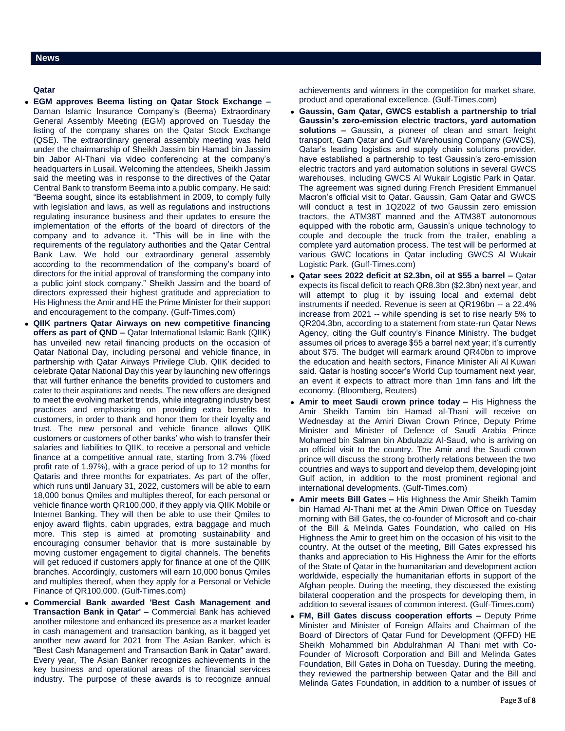## News

### Qatar

- **EGM approves Beema listing on Qatar Stock Exchange –** Daman Islamic Insurance Company's (Beema) Extraordinary General Assembly Meeting (EGM) approved on Tuesday the listing of the company shares on the Qatar Stock Exchange (QSE). The extraordinary general assembly meeting was held under the chairmanship of Sheikh Jassim bin Hamad bin Jassim bin Jabor Al-Thani via video conferencing at the company's headquarters in Lusail. Welcoming the attendees, Sheikh Jassim said the meeting was in response to the directives of the Qatar Central Bank to transform Beema into a public company. He said: "Beema sought, since its establishment in 2009, to comply fully with legislation and laws, as well as regulations and instructions regulating insurance business and their updates to ensure the implementation of the efforts of the board of directors of the company and to advance it. "This will be in line with the requirements of the regulatory authorities and the Qatar Central Bank Law. We hold our extraordinary general assembly according to the recommendation of the company's board of directors for the initial approval of transforming the company into a public joint stock company." Sheikh Jassim and the board of directors expressed their highest gratitude and appreciation to His Highness the Amir and HE the Prime Minister for their support and encouragement to the company. (Gulf-Times.com)
- **QIIK partners Qatar Airways on new competitive financing offers as part of QND –** Qatar International Islamic Bank (QIIK) has unveiled new retail financing products on the occasion of Qatar National Day, including personal and vehicle finance, in partnership with Qatar Airways Privilege Club. QIIK decided to celebrate Qatar National Day this year by launching new offerings that will further enhance the benefits provided to customers and cater to their aspirations and needs. The new offers are designed to meet the evolving market trends, while integrating industry best practices and emphasizing on providing extra benefits to customers, in order to thank and honor them for their loyalty and trust. The new personal and vehicle finance allows QIIK customers or customers of other banks' who wish to transfer their salaries and liabilities to QIIK, to receive a personal and vehicle finance at a competitive annual rate, starting from 3.7% (fixed profit rate of 1.97%), with a grace period of up to 12 months for Qataris and three months for expatriates. As part of the offer, which runs until January 31, 2022, customers will be able to earn 18,000 bonus Qmiles and multiples thereof, for each personal or vehicle finance worth QR100,000, if they apply via QIIK Mobile or Internet Banking. They will then be able to use their Qmiles to enjoy award flights, cabin upgrades, extra baggage and much more. This step is aimed at promoting sustainability and encouraging consumer behavior that is more sustainable by moving customer engagement to digital channels. The benefits will get reduced if customers apply for finance at one of the QIIK branches. Accordingly, customers will earn 10,000 bonus Qmiles and multiples thereof, when they apply for a Personal or Vehicle Finance of QR100,000. (Gulf-Times.com)
- **Commercial Bank awarded 'Best Cash Management and Transaction Bank in Qatar' –** Commercial Bank has achieved another milestone and enhanced its presence as a market leader in cash management and transaction banking, as it bagged yet another new award for 2021 from The Asian Banker, which is "Best Cash Management and Transaction Bank in Qatar" award. Every year, The Asian Banker recognizes achievements in the key business and operational areas of the financial services industry. The purpose of these awards is to recognize annual achievements and winners in the competition for market share, product and operational excellence. (Gulf-Times.com)
- **Gaussin, Gam Qatar, GWCS establish a partnership to trial Gaussin's zero-emission electric tractors, yard automation solutions –** Gaussin, a pioneer of clean and smart freight transport, Gam Qatar and Gulf Warehousing Company (GWCS), Qatar's leading logistics and supply chain solutions provider, have established a partnership to test Gaussin's zero-emission electric tractors and yard automation solutions in several GWCS warehouses, including GWCS Al Wukair Logistic Park in Qatar. The agreement was signed during French President Emmanuel Macron's official visit to Qatar. Gaussin, Gam Qatar and GWCS will conduct a test in 1Q2022 of two Gaussin zero emission tractors, the ATM38T manned and the ATM38T autonomous equipped with the robotic arm, Gaussin's unique technology to couple and decouple the truck from the trailer, enabling a complete yard automation process. The test will be performed at various GWC locations in Qatar including GWCS Al Wukair Logistic Park. (Gulf-Times.com)
- **Qatar sees 2022 deficit at $2.3bn, oil at $55 a barrel –** Qatar expects its fiscal deficit to reach QR8.3bn ($2.3bn) next year, and will attempt to plug it by issuing local and external debt instruments if needed. Revenue is seen at QR196bn -- a 22.4% increase from 2021 -- while spending is set to rise nearly 5% to QR204.3bn, according to a statement from state-run Qatar News Agency, citing the Gulf country's Finance Ministry. The budget assumes oil prices to average $55 a barrel next year; it's currently about $75. The budget will earmark around QR40bn to improve the education and health sectors, Finance Minister Ali Al Kuwari said. Qatar is hosting soccer's World Cup tournament next year, an event it expects to attract more than 1mn fans and lift the economy. (Bloomberg, Reuters)
- **Amir to meet Saudi crown prince today –** His Highness the Amir Sheikh Tamim bin Hamad al-Thani will receive on Wednesday at the Amiri Diwan Crown Prince, Deputy Prime Minister and Minister of Defence of Saudi Arabia Prince Mohamed bin Salman bin Abdulaziz Al-Saud, who is arriving on an official visit to the country. The Amir and the Saudi crown prince will discuss the strong brotherly relations between the two countries and ways to support and develop them, developing joint Gulf action, in addition to the most prominent regional and international developments. (Gulf-Times.com)
- **Amir meets Bill Gates –** His Highness the Amir Sheikh Tamim bin Hamad Al-Thani met at the Amiri Diwan Office on Tuesday morning with Bill Gates, the co-founder of Microsoft and co-chair of the Bill & Melinda Gates Foundation, who called on His Highness the Amir to greet him on the occasion of his visit to the country. At the outset of the meeting, Bill Gates expressed his thanks and appreciation to His Highness the Amir for the efforts of the State of Qatar in the humanitarian and development action worldwide, especially the humanitarian efforts in support of the Afghan people. During the meeting, they discussed the existing bilateral cooperation and the prospects for developing them, in addition to several issues of common interest. (Gulf-Times.com)
- **FM, Bill Gates discuss cooperation efforts –** Deputy Prime Minister and Minister of Foreign Affairs and Chairman of the Board of Directors of Qatar Fund for Development (QFFD) HE Sheikh Mohammed bin Abdulrahman Al Thani met with Co-Founder of Microsoft Corporation and Bill and Melinda Gates Foundation, Bill Gates in Doha on Tuesday. During the meeting, they reviewed the partnership between Qatar and the Bill and Melinda Gates Foundation, in addition to a number of issues of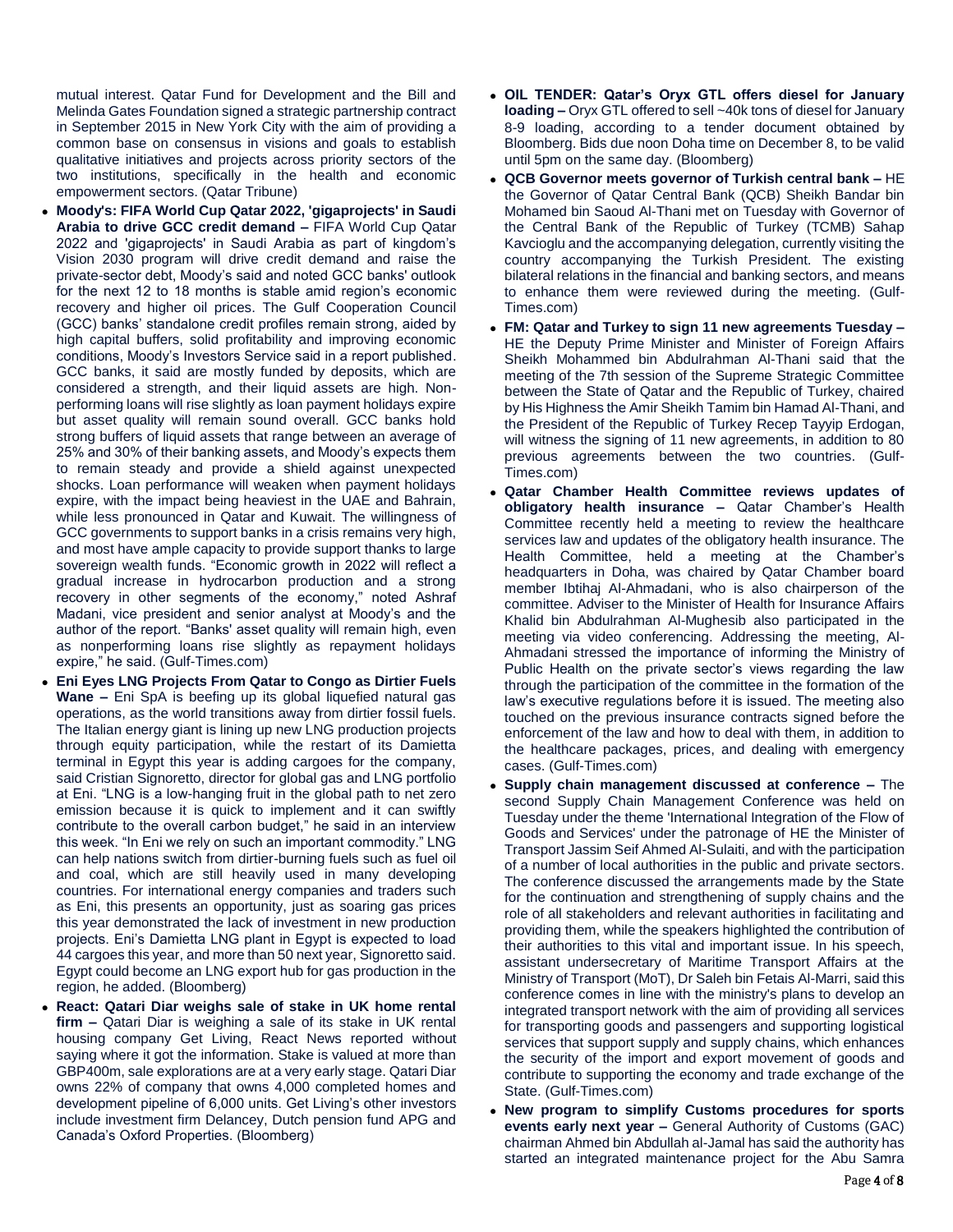mutual interest. Qatar Fund for Development and the Bill and Melinda Gates Foundation signed a strategic partnership contract in September 2015 in New York City with the aim of providing a common base on consensus in visions and goals to establish qualitative initiatives and projects across priority sectors of the two institutions, specifically in the health and economic empowerment sectors. (Qatar Tribune)

- **Moody's: FIFA World Cup Qatar 2022, 'gigaprojects' in Saudi Arabia to drive GCC credit demand –** FIFA World Cup Qatar 2022 and 'gigaprojects' in Saudi Arabia as part of kingdom's Vision 2030 program will drive credit demand and raise the private-sector debt, Moody's said and noted GCC banks' outlook for the next 12 to 18 months is stable amid region's economic recovery and higher oil prices. The Gulf Cooperation Council (GCC) banks' standalone credit profiles remain strong, aided by high capital buffers, solid profitability and improving economic conditions, Moody's Investors Service said in a report published. GCC banks, it said are mostly funded by deposits, which are considered a strength, and their liquid assets are high. Non-performing loans will rise slightly as loan payment holidays expire but asset quality will remain sound overall. GCC banks hold strong buffers of liquid assets that range between an average of 25% and 30% of their banking assets, and Moody's expects them to remain steady and provide a shield against unexpected shocks. Loan performance will weaken when payment holidays expire, with the impact being heaviest in the UAE and Bahrain, while less pronounced in Qatar and Kuwait. The willingness of GCC governments to support banks in a crisis remains very high, and most have ample capacity to provide support thanks to large sovereign wealth funds. "Economic growth in 2022 will reflect a gradual increase in hydrocarbon production and a strong recovery in other segments of the economy," noted Ashraf Madani, vice president and senior analyst at Moody's and the author of the report. "Banks' asset quality will remain high, even as nonperforming loans rise slightly as repayment holidays expire," he said. (Gulf-Times.com)
- **Eni Eyes LNG Projects From Qatar to Congo as Dirtier Fuels Wane –** Eni SpA is beefing up its global liquefied natural gas operations, as the world transitions away from dirtier fossil fuels. The Italian energy giant is lining up new LNG production projects through equity participation, while the restart of its Damietta terminal in Egypt this year is adding cargoes for the company, said Cristian Signoretto, director for global gas and LNG portfolio at Eni. "LNG is a low-hanging fruit in the global path to net zero emission because it is quick to implement and it can swiftly contribute to the overall carbon budget," he said in an interview this week. "In Eni we rely on such an important commodity." LNG can help nations switch from dirtier-burning fuels such as fuel oil and coal, which are still heavily used in many developing countries. For international energy companies and traders such as Eni, this presents an opportunity, just as soaring gas prices this year demonstrated the lack of investment in new production projects. Eni's Damietta LNG plant in Egypt is expected to load 44 cargoes this year, and more than 50 next year, Signoretto said. Egypt could become an LNG export hub for gas production in the region, he added. (Bloomberg)
- **React: Qatari Diar weighs sale of stake in UK home rental firm –** Qatari Diar is weighing a sale of its stake in UK rental housing company Get Living, React News reported without saying where it got the information. Stake is valued at more than GBP400m, sale explorations are at a very early stage. Qatari Diar owns 22% of company that owns 4,000 completed homes and development pipeline of 6,000 units. Get Living's other investors include investment firm Delancey, Dutch pension fund APG and Canada's Oxford Properties. (Bloomberg)
- **OIL TENDER: Qatar's Oryx GTL offers diesel for January loading –** Oryx GTL offered to sell ~40k tons of diesel for January 8-9 loading, according to a tender document obtained by Bloomberg. Bids due noon Doha time on December 8, to be valid until 5pm on the same day. (Bloomberg)
- **QCB Governor meets governor of Turkish central bank –** HE the Governor of Qatar Central Bank (QCB) Sheikh Bandar bin Mohamed bin Saoud Al-Thani met on Tuesday with Governor of the Central Bank of the Republic of Turkey (TCMB) Sahap Kavcioglu and the accompanying delegation, currently visiting the country accompanying the Turkish President. The existing bilateral relations in the financial and banking sectors, and means to enhance them were reviewed during the meeting. (Gulf-Times.com)
- **FM: Qatar and Turkey to sign 11 new agreements Tuesday –** HE the Deputy Prime Minister and Minister of Foreign Affairs Sheikh Mohammed bin Abdulrahman Al-Thani said that the meeting of the 7th session of the Supreme Strategic Committee between the State of Qatar and the Republic of Turkey, chaired by His Highness the Amir Sheikh Tamim bin Hamad Al-Thani, and the President of the Republic of Turkey Recep Tayyip Erdogan, will witness the signing of 11 new agreements, in addition to 80 previous agreements between the two countries. (Gulf-Times.com)
- **Qatar Chamber Health Committee reviews updates of obligatory health insurance –** Qatar Chamber's Health Committee recently held a meeting to review the healthcare services law and updates of the obligatory health insurance. The Health Committee, held a meeting at the Chamber's headquarters in Doha, was chaired by Qatar Chamber board member Ibtihaj Al-Ahmadani, who is also chairperson of the committee. Adviser to the Minister of Health for Insurance Affairs Khalid bin Abdulrahman Al-Mughesib also participated in the meeting via video conferencing. Addressing the meeting, Al-Ahmadani stressed the importance of informing the Ministry of Public Health on the private sector's views regarding the law through the participation of the committee in the formation of the law's executive regulations before it is issued. The meeting also touched on the previous insurance contracts signed before the enforcement of the law and how to deal with them, in addition to the healthcare packages, prices, and dealing with emergency cases. (Gulf-Times.com)
- **Supply chain management discussed at conference –** The second Supply Chain Management Conference was held on Tuesday under the theme 'International Integration of the Flow of Goods and Services' under the patronage of HE the Minister of Transport Jassim Seif Ahmed Al-Sulaiti, and with the participation of a number of local authorities in the public and private sectors. The conference discussed the arrangements made by the State for the continuation and strengthening of supply chains and the role of all stakeholders and relevant authorities in facilitating and providing them, while the speakers highlighted the contribution of their authorities to this vital and important issue. In his speech, assistant undersecretary of Maritime Transport Affairs at the Ministry of Transport (MoT), Dr Saleh bin Fetais Al-Marri, said this conference comes in line with the ministry's plans to develop an integrated transport network with the aim of providing all services for transporting goods and passengers and supporting logistical services that support supply and supply chains, which enhances the security of the import and export movement of goods and contribute to supporting the economy and trade exchange of the State. (Gulf-Times.com)
- **New program to simplify Customs procedures for sports events early next year –** General Authority of Customs (GAC) chairman Ahmed bin Abdullah al-Jamal has said the authority has started an integrated maintenance project for the Abu Samra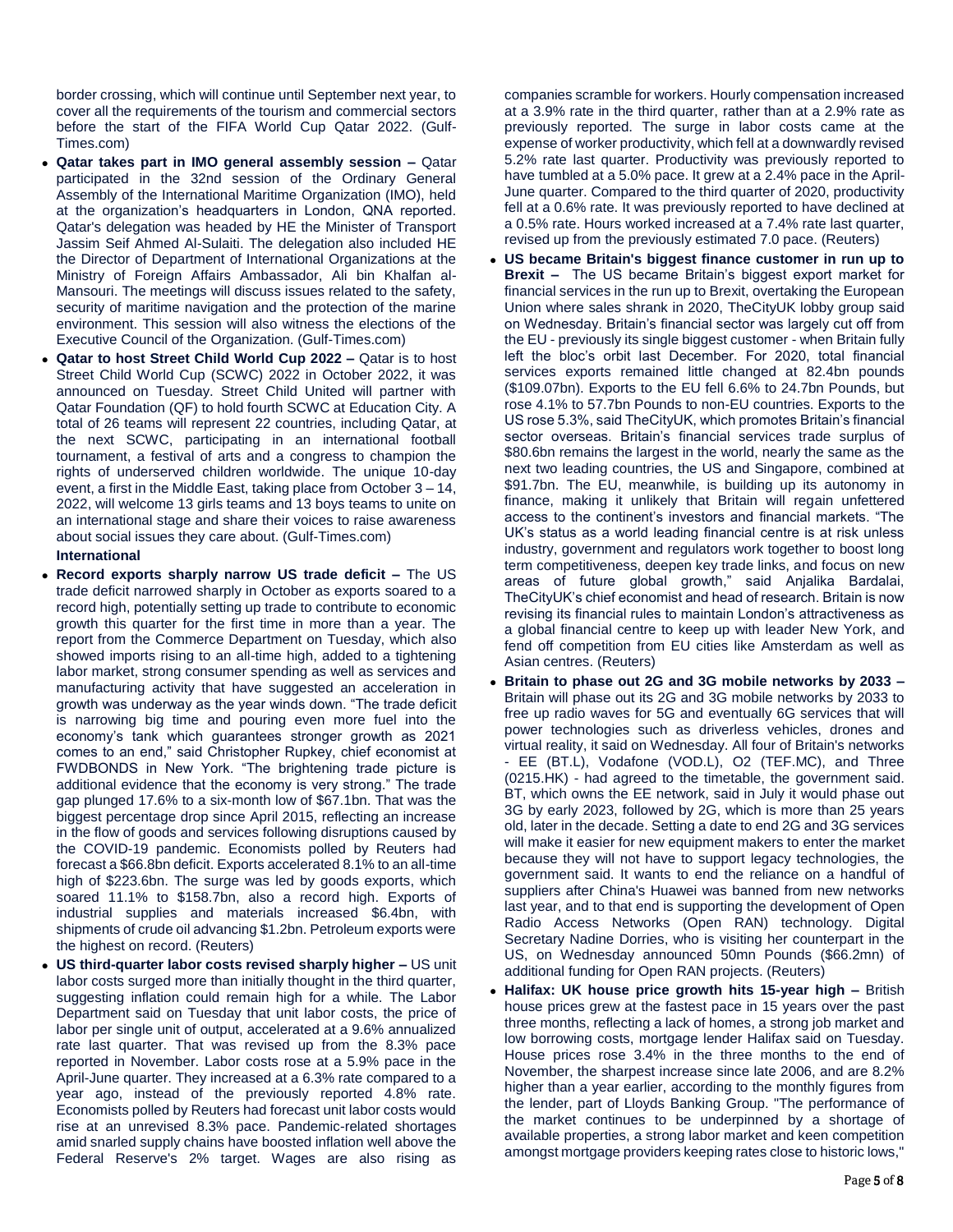border crossing, which will continue until September next year, to cover all the requirements of the tourism and commercial sectors before the start of the FIFA World Cup Qatar 2022. (Gulf-Times.com)

- **Qatar takes part in IMO general assembly session –** Qatar participated in the 32nd session of the Ordinary General Assembly of the International Maritime Organization (IMO), held at the organization's headquarters in London, QNA reported. Qatar's delegation was headed by HE the Minister of Transport Jassim Seif Ahmed Al-Sulaiti. The delegation also included HE the Director of Department of International Organizations at the Ministry of Foreign Affairs Ambassador, Ali bin Khalfan al-Mansouri. The meetings will discuss issues related to the safety, security of maritime navigation and the protection of the marine environment. This session will also witness the elections of the Executive Council of the Organization. (Gulf-Times.com)
- **Qatar to host Street Child World Cup 2022 –** Qatar is to host Street Child World Cup (SCWC) 2022 in October 2022, it was announced on Tuesday. Street Child United will partner with Qatar Foundation (QF) to hold fourth SCWC at Education City. A total of 26 teams will represent 22 countries, including Qatar, at the next SCWC, participating in an international football tournament, a festival of arts and a congress to champion the rights of underserved children worldwide. The unique 10-day event, a first in the Middle East, taking place from October 3 – 14, 2022, will welcome 13 girls teams and 13 boys teams to unite on an international stage and share their voices to raise awareness about social issues they care about. (Gulf-Times.com)

**International**

- **Record exports sharply narrow US trade deficit –** The US trade deficit narrowed sharply in October as exports soared to a record high, potentially setting up trade to contribute to economic growth this quarter for the first time in more than a year. The report from the Commerce Department on Tuesday, which also showed imports rising to an all-time high, added to a tightening labor market, strong consumer spending as well as services and manufacturing activity that have suggested an acceleration in growth was underway as the year winds down. "The trade deficit is narrowing big time and pouring even more fuel into the economy's tank which guarantees stronger growth as 2021 comes to an end," said Christopher Rupkey, chief economist at FWDBONDS in New York. "The brightening trade picture is additional evidence that the economy is very strong." The trade gap plunged 17.6% to a six-month low of $67.1bn. That was the biggest percentage drop since April 2015, reflecting an increase in the flow of goods and services following disruptions caused by the COVID-19 pandemic. Economists polled by Reuters had forecast a $66.8bn deficit. Exports accelerated 8.1% to an all-time high of $223.6bn. The surge was led by goods exports, which soared 11.1% to $158.7bn, also a record high. Exports of industrial supplies and materials increased $6.4bn, with shipments of crude oil advancing $1.2bn. Petroleum exports were the highest on record. (Reuters)
- **US third-quarter labor costs revised sharply higher –** US unit labor costs surged more than initially thought in the third quarter, suggesting inflation could remain high for a while. The Labor Department said on Tuesday that unit labor costs, the price of labor per single unit of output, accelerated at a 9.6% annualized rate last quarter. That was revised up from the 8.3% pace reported in November. Labor costs rose at a 5.9% pace in the April-June quarter. They increased at a 6.3% rate compared to a year ago, instead of the previously reported 4.8% rate. Economists polled by Reuters had forecast unit labor costs would rise at an unrevised 8.3% pace. Pandemic-related shortages amid snarled supply chains have boosted inflation well above the Federal Reserve's 2% target. Wages are also rising as companies scramble for workers. Hourly compensation increased at a 3.9% rate in the third quarter, rather than at a 2.9% rate as previously reported. The surge in labor costs came at the expense of worker productivity, which fell at a downwardly revised 5.2% rate last quarter. Productivity was previously reported to have tumbled at a 5.0% pace. It grew at a 2.4% pace in the April-June quarter. Compared to the third quarter of 2020, productivity fell at a 0.6% rate. It was previously reported to have declined at a 0.5% rate. Hours worked increased at a 7.4% rate last quarter, revised up from the previously estimated 7.0 pace. (Reuters)
- **US became Britain's biggest finance customer in run up to Brexit –** The US became Britain's biggest export market for financial services in the run up to Brexit, overtaking the European Union where sales shrank in 2020, TheCityUK lobby group said on Wednesday. Britain's financial sector was largely cut off from the EU - previously its single biggest customer - when Britain fully left the bloc's orbit last December. For 2020, total financial services exports remained little changed at 82.4bn pounds ($109.07bn). Exports to the EU fell 6.6% to 24.7bn Pounds, but rose 4.1% to 57.7bn Pounds to non-EU countries. Exports to the US rose 5.3%, said TheCityUK, which promotes Britain's financial sector overseas. Britain's financial services trade surplus of $80.6bn remains the largest in the world, nearly the same as the next two leading countries, the US and Singapore, combined at $91.7bn. The EU, meanwhile, is building up its autonomy in finance, making it unlikely that Britain will regain unfettered access to the continent's investors and financial markets. "The UK's status as a world leading financial centre is at risk unless industry, government and regulators work together to boost long term competitiveness, deepen key trade links, and focus on new areas of future global growth," said Anjalika Bardalai, TheCityUK's chief economist and head of research. Britain is now revising its financial rules to maintain London's attractiveness as a global financial centre to keep up with leader New York, and fend off competition from EU cities like Amsterdam as well as Asian centres. (Reuters)
- **Britain to phase out 2G and 3G mobile networks by 2033 –** Britain will phase out its 2G and 3G mobile networks by 2033 to free up radio waves for 5G and eventually 6G services that will power technologies such as driverless vehicles, drones and virtual reality, it said on Wednesday. All four of Britain's networks - EE (BT.L), Vodafone (VOD.L), O2 (TEF.MC), and Three (0215.HK) - had agreed to the timetable, the government said. BT, which owns the EE network, said in July it would phase out 3G by early 2023, followed by 2G, which is more than 25 years old, later in the decade. Setting a date to end 2G and 3G services will make it easier for new equipment makers to enter the market because they will not have to support legacy technologies, the government said. It wants to end the reliance on a handful of suppliers after China's Huawei was banned from new networks last year, and to that end is supporting the development of Open Radio Access Networks (Open RAN) technology. Digital Secretary Nadine Dorries, who is visiting her counterpart in the US, on Wednesday announced 50mn Pounds ($66.2mn) of additional funding for Open RAN projects. (Reuters)
- **Halifax: UK house price growth hits 15-year high –** British house prices grew at the fastest pace in 15 years over the past three months, reflecting a lack of homes, a strong job market and low borrowing costs, mortgage lender Halifax said on Tuesday. House prices rose 3.4% in the three months to the end of November, the sharpest increase since late 2006, and are 8.2% higher than a year earlier, according to the monthly figures from the lender, part of Lloyds Banking Group. "The performance of the market continues to be underpinned by a shortage of available properties, a strong labor market and keen competition amongst mortgage providers keeping rates close to historic lows,"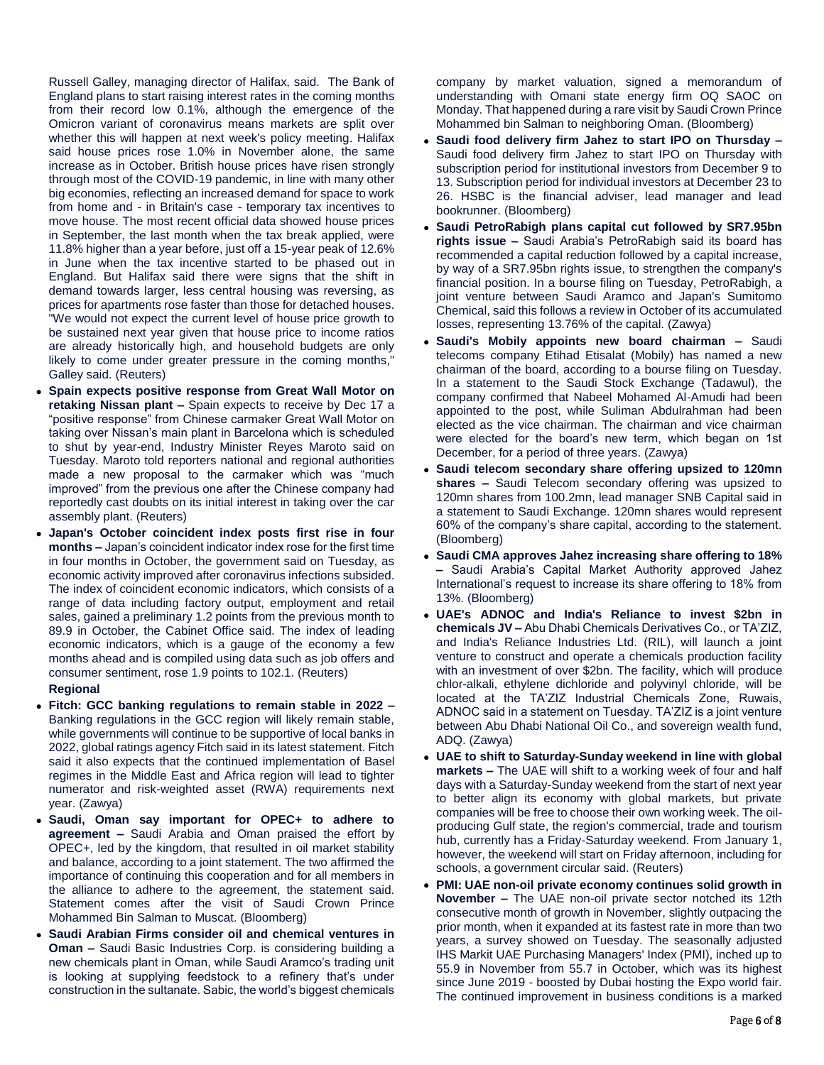Russell Galley, managing director of Halifax, said. The Bank of England plans to start raising interest rates in the coming months from their record low 0.1%, although the emergence of the Omicron variant of coronavirus means markets are split over whether this will happen at next week's policy meeting. Halifax said house prices rose 1.0% in November alone, the same increase as in October. British house prices have risen strongly through most of the COVID-19 pandemic, in line with many other big economies, reflecting an increased demand for space to work from home and - in Britain's case - temporary tax incentives to move house. The most recent official data showed house prices in September, the last month when the tax break applied, were 11.8% higher than a year before, just off a 15-year peak of 12.6% in June when the tax incentive started to be phased out in England. But Halifax said there were signs that the shift in demand towards larger, less central housing was reversing, as prices for apartments rose faster than those for detached houses. "We would not expect the current level of house price growth to be sustained next year given that house price to income ratios are already historically high, and household budgets are only likely to come under greater pressure in the coming months," Galley said. (Reuters)

- **Spain expects positive response from Great Wall Motor on retaking Nissan plant –** Spain expects to receive by Dec 17 a "positive response" from Chinese carmaker Great Wall Motor on taking over Nissan's main plant in Barcelona which is scheduled to shut by year-end, Industry Minister Reyes Maroto said on Tuesday. Maroto told reporters national and regional authorities made a new proposal to the carmaker which was "much improved" from the previous one after the Chinese company had reportedly cast doubts on its initial interest in taking over the car assembly plant. (Reuters)
- **Japan's October coincident index posts first rise in four months –** Japan's coincident indicator index rose for the first time in four months in October, the government said on Tuesday, as economic activity improved after coronavirus infections subsided. The index of coincident economic indicators, which consists of a range of data including factory output, employment and retail sales, gained a preliminary 1.2 points from the previous month to 89.9 in October, the Cabinet Office said. The index of leading economic indicators, which is a gauge of the economy a few months ahead and is compiled using data such as job offers and consumer sentiment, rose 1.9 points to 102.1. (Reuters)

**Regional**

- **Fitch: GCC banking regulations to remain stable in 2022 –** Banking regulations in the GCC region will likely remain stable, while governments will continue to be supportive of local banks in 2022, global ratings agency Fitch said in its latest statement. Fitch said it also expects that the continued implementation of Basel regimes in the Middle East and Africa region will lead to tighter numerator and risk-weighted asset (RWA) requirements next year. (Zawya)
- **Saudi, Oman say important for OPEC+ to adhere to agreement –** Saudi Arabia and Oman praised the effort by OPEC+, led by the kingdom, that resulted in oil market stability and balance, according to a joint statement. The two affirmed the importance of continuing this cooperation and for all members in the alliance to adhere to the agreement, the statement said. Statement comes after the visit of Saudi Crown Prince Mohammed Bin Salman to Muscat. (Bloomberg)
- **Saudi Arabian Firms consider oil and chemical ventures in Oman –** Saudi Basic Industries Corp. is considering building a new chemicals plant in Oman, while Saudi Aramco's trading unit is looking at supplying feedstock to a refinery that's under construction in the sultanate. Sabic, the world's biggest chemicals company by market valuation, signed a memorandum of understanding with Omani state energy firm OQ SAOC on Monday. That happened during a rare visit by Saudi Crown Prince Mohammed bin Salman to neighboring Oman. (Bloomberg)
- **Saudi food delivery firm Jahez to start IPO on Thursday –** Saudi food delivery firm Jahez to start IPO on Thursday with subscription period for institutional investors from December 9 to 13. Subscription period for individual investors at December 23 to 26. HSBC is the financial adviser, lead manager and lead bookrunner. (Bloomberg)
- **Saudi PetroRabigh plans capital cut followed by SR7.95bn rights issue –** Saudi Arabia's PetroRabigh said its board has recommended a capital reduction followed by a capital increase, by way of a SR7.95bn rights issue, to strengthen the company's financial position. In a bourse filing on Tuesday, PetroRabigh, a joint venture between Saudi Aramco and Japan's Sumitomo Chemical, said this follows a review in October of its accumulated losses, representing 13.76% of the capital. (Zawya)
- **Saudi's Mobily appoints new board chairman –** Saudi telecoms company Etihad Etisalat (Mobily) has named a new chairman of the board, according to a bourse filing on Tuesday. In a statement to the Saudi Stock Exchange (Tadawul), the company confirmed that Nabeel Mohamed Al-Amudi had been appointed to the post, while Suliman Abdulrahman had been elected as the vice chairman. The chairman and vice chairman were elected for the board's new term, which began on 1st December, for a period of three years. (Zawya)
- **Saudi telecom secondary share offering upsized to 120mn shares –** Saudi Telecom secondary offering was upsized to 120mn shares from 100.2mn, lead manager SNB Capital said in a statement to Saudi Exchange. 120mn shares would represent 60% of the company's share capital, according to the statement. (Bloomberg)
- **Saudi CMA approves Jahez increasing share offering to 18% –** Saudi Arabia's Capital Market Authority approved Jahez International's request to increase its share offering to 18% from 13%. (Bloomberg)
- **UAE's ADNOC and India's Reliance to invest $2bn in chemicals JV –** Abu Dhabi Chemicals Derivatives Co., or TA'ZIZ, and India's Reliance Industries Ltd. (RIL), will launch a joint venture to construct and operate a chemicals production facility with an investment of over $2bn. The facility, which will produce chlor-alkali, ethylene dichloride and polyvinyl chloride, will be located at the TA'ZIZ Industrial Chemicals Zone, Ruwais, ADNOC said in a statement on Tuesday. TA'ZIZ is a joint venture between Abu Dhabi National Oil Co., and sovereign wealth fund, ADQ. (Zawya)
- **UAE to shift to Saturday-Sunday weekend in line with global markets –** The UAE will shift to a working week of four and half days with a Saturday-Sunday weekend from the start of next year to better align its economy with global markets, but private companies will be free to choose their own working week. The oil-producing Gulf state, the region's commercial, trade and tourism hub, currently has a Friday-Saturday weekend. From January 1, however, the weekend will start on Friday afternoon, including for schools, a government circular said. (Reuters)
- **PMI: UAE non-oil private economy continues solid growth in November –** The UAE non-oil private sector notched its 12th consecutive month of growth in November, slightly outpacing the prior month, when it expanded at its fastest rate in more than two years, a survey showed on Tuesday. The seasonally adjusted IHS Markit UAE Purchasing Managers' Index (PMI), inched up to 55.9 in November from 55.7 in October, which was its highest since June 2019 - boosted by Dubai hosting the Expo world fair. The continued improvement in business conditions is a marked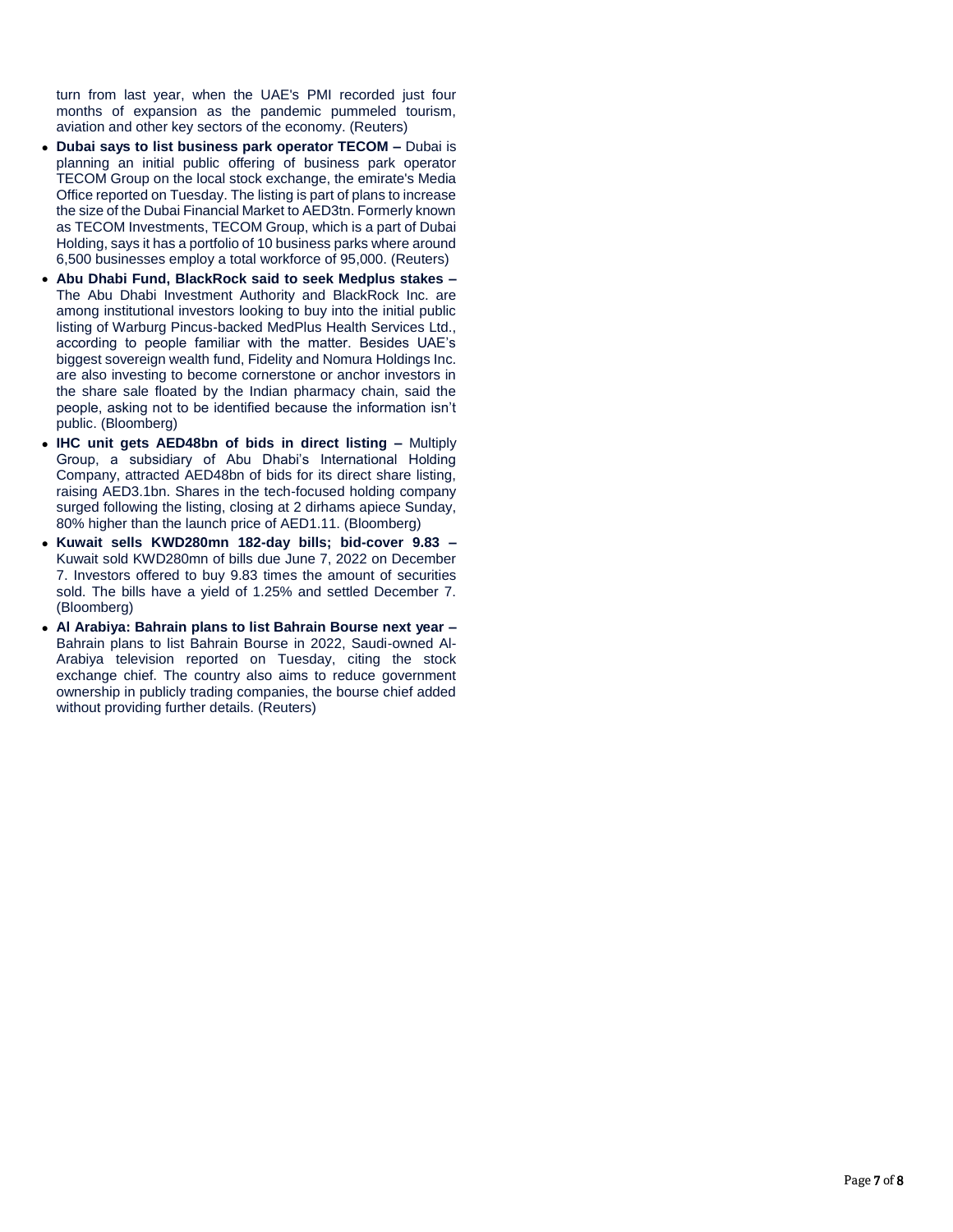turn from last year, when the UAE's PMI recorded just four months of expansion as the pandemic pummeled tourism, aviation and other key sectors of the economy. (Reuters)

- **Dubai says to list business park operator TECOM –** Dubai is planning an initial public offering of business park operator TECOM Group on the local stock exchange, the emirate's Media Office reported on Tuesday. The listing is part of plans to increase the size of the Dubai Financial Market to AED3tn. Formerly known as TECOM Investments, TECOM Group, which is a part of Dubai Holding, says it has a portfolio of 10 business parks where around 6,500 businesses employ a total workforce of 95,000. (Reuters)
- **Abu Dhabi Fund, BlackRock said to seek Medplus stakes –** The Abu Dhabi Investment Authority and BlackRock Inc. are among institutional investors looking to buy into the initial public listing of Warburg Pincus-backed MedPlus Health Services Ltd., according to people familiar with the matter. Besides UAE's biggest sovereign wealth fund, Fidelity and Nomura Holdings Inc. are also investing to become cornerstone or anchor investors in the share sale floated by the Indian pharmacy chain, said the people, asking not to be identified because the information isn't public. (Bloomberg)
- **IHC unit gets AED48bn of bids in direct listing –** Multiply Group, a subsidiary of Abu Dhabi's International Holding Company, attracted AED48bn of bids for its direct share listing, raising AED3.1bn. Shares in the tech-focused holding company surged following the listing, closing at 2 dirhams apiece Sunday, 80% higher than the launch price of AED1.11. (Bloomberg)
- **Kuwait sells KWD280mn 182-day bills; bid-cover 9.83 –** Kuwait sold KWD280mn of bills due June 7, 2022 on December 7. Investors offered to buy 9.83 times the amount of securities sold. The bills have a yield of 1.25% and settled December 7. (Bloomberg)
- **Al Arabiya: Bahrain plans to list Bahrain Bourse next year –** Bahrain plans to list Bahrain Bourse in 2022, Saudi-owned Al-Arabiya television reported on Tuesday, citing the stock exchange chief. The country also aims to reduce government ownership in publicly trading companies, the bourse chief added without providing further details. (Reuters)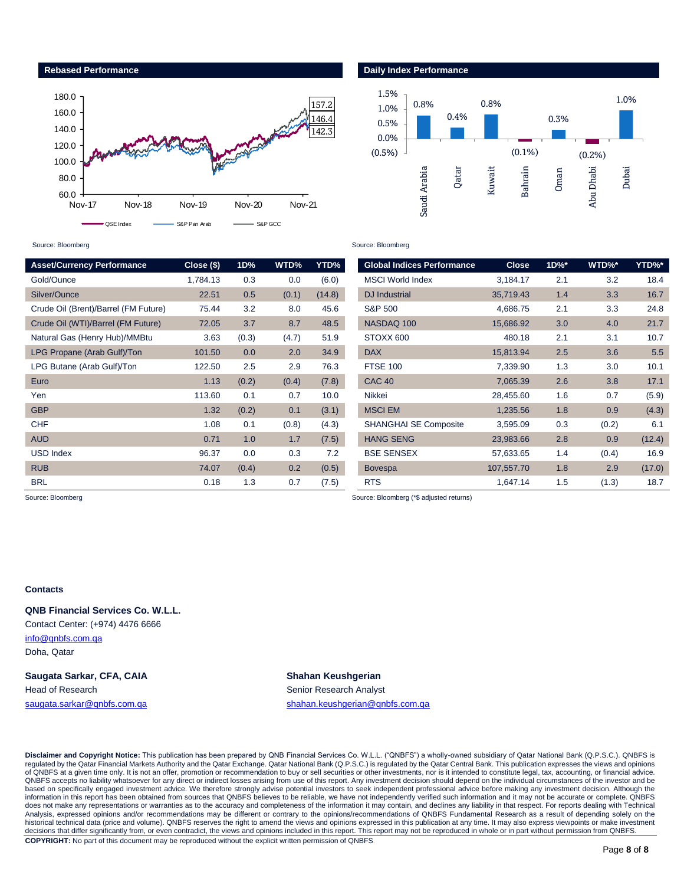## Rebased Performance

180.0
160.0
140.0
120.0
100.0
80.0
60.0

157.2
146.4
142.3

Nov-17 Nov-18 Nov-19 Nov-20 Nov-21

QSE Index — S&P Pan Arab — S&P GCC

Source: Bloomberg

## Daily Index Performance

1.5%
1.0%
0.5%
0.0%
(0.5%)

0.8% 0.4% 0.8% (0.1%) 0.3% (0.2%) 1.0%

Saudi Arabia, Qatar, Kuwait, Bahrain, Oman, Abu Dhabi, Dubai

Source: Bloomberg

| Asset/Currency Performance | Close ($) | 1D% | WTD% | YTD% |
|---|---|---|---|---|
| Gold/Ounce | 1,784.13 | 0.3 | 0.0 | (6.0) |
| Silver/Ounce | 22.51 | 0.5 | (0.1) | (14.8) |
| Crude Oil (Brent)/Barrel (FM Future) | 75.44 | 3.2 | 8.0 | 45.6 |
| Crude Oil (WTI)/Barrel (FM Future) | 72.05 | 3.7 | 8.7 | 48.5 |
| Natural Gas (Henry Hub)/MMBtu | 3.63 | (0.3) | (4.7) | 51.9 |
| LPG Propane (Arab Gulf)/Ton | 101.50 | 0.0 | 2.0 | 34.9 |
| LPG Butane (Arab Gulf)/Ton | 122.50 | 2.5 | 2.9 | 76.3 |
| Euro | 1.13 | (0.2) | (0.4) | (7.8) |
| Yen | 113.60 | 0.1 | 0.7 | 10.0 |
| GBP | 1.32 | (0.2) | 0.1 | (3.1) |
| CHF | 1.08 | 0.1 | (0.8) | (4.3) |
| AUD | 0.71 | 1.0 | 1.7 | (7.5) |
| USD Index | 96.37 | 0.0 | 0.3 | 7.2 |
| RUB | 74.07 | (0.4) | 0.2 | (0.5) |
| BRL | 0.18 | 1.3 | 0.7 | (7.5) |

Source: Bloomberg

| Global Indices Performance | Close | 1D%* | WTD%* | YTD%* |
|---|---|---|---|---|
| MSCI World Index | 3,184.17 | 2.1 | 3.2 | 18.4 |
| DJ Industrial | 35,719.43 | 1.4 | 3.3 | 16.7 |
| S&P 500 | 4,686.75 | 2.1 | 3.3 | 24.8 |
| NASDAQ 100 | 15,686.92 | 3.0 | 4.0 | 21.7 |
| STOXX 600 | 480.18 | 2.1 | 3.1 | 10.7 |
| DAX | 15,813.94 | 2.5 | 3.6 | 5.5 |
| FTSE 100 | 7,339.90 | 1.3 | 3.0 | 10.1 |
| CAC 40 | 7,065.39 | 2.6 | 3.8 | 17.1 |
| Nikkei | 28,455.60 | 1.6 | 0.7 | (5.9) |
| MSCI EM | 1,235.56 | 1.8 | 0.9 | (4.3) |
| SHANGHAI SE Composite | 3,595.09 | 0.3 | (0.2) | 6.1 |
| HANG SENG | 23,983.66 | 2.8 | 0.9 | (12.4) |
| BSE SENSEX | 57,633.65 | 1.4 | (0.4) | 16.9 |
| Bovespa | 107,557.70 | 1.8 | 2.9 | (17.0) |
| RTS | 1,647.14 | 1.5 | (1.3) | 18.7 |

Source: Bloomberg (*$ adjusted returns)

**Contacts**

**QNB Financial Services Co. W.L.L.**
Contact Center: (+974) 4476 6666
info@qnbfs.com.qa
Doha, Qatar

**Saugata Sarkar, CFA, CAIA**
Head of Research
saugata.sarkar@qnbfs.com.qa

**Shahan Keushgerian**
Senior Research Analyst
shahan.keushgerian@qnbfs.com.qa

**Disclaimer and Copyright Notice:** This publication has been prepared by QNB Financial Services Co. W.L.L. ("QNBFS") a wholly-owned subsidiary of Qatar National Bank (Q.P.S.C.). QNBFS is regulated by the Qatar Financial Markets Authority and the Qatar Exchange. Qatar National Bank (Q.P.S.C.) is regulated by the Qatar Central Bank. This publication expresses the views and opinions of QNBFS at a given time only. It is not an offer, promotion or recommendation to buy or sell securities or other investments, nor is it intended to constitute legal, tax, accounting, or financial advice. QNBFS accepts no liability whatsoever for any direct or indirect losses arising from use of this report. Any investment decision should depend on the individual circumstances of the investor and be based on specifically engaged investment advice. We therefore strongly advise potential investors to seek independent professional advice before making any investment decision. Although the information in this report has been obtained from sources that QNBFS believes to be reliable, we have not independently verified such information and it may not be accurate or complete. QNBFS does not make any representations or warranties as to the accuracy and completeness of the information it may contain, and declines any liability in that respect. For reports dealing with Technical Analysis, expressed opinions and/or recommendations may be different or contrary to the opinions/recommendations of QNBFS Fundamental Research as a result of depending solely on the historical technical data (price and volume). QNBFS reserves the right to amend the views and opinions expressed in this publication at any time. It may also express viewpoints or make investment decisions that differ significantly from, or even contradict, the views and opinions included in this report. This report may not be reproduced in whole or in part without permission from QNBFS.

**COPYRIGHT:** No part of this document may be reproduced without the explicit written permission of QNBFS.